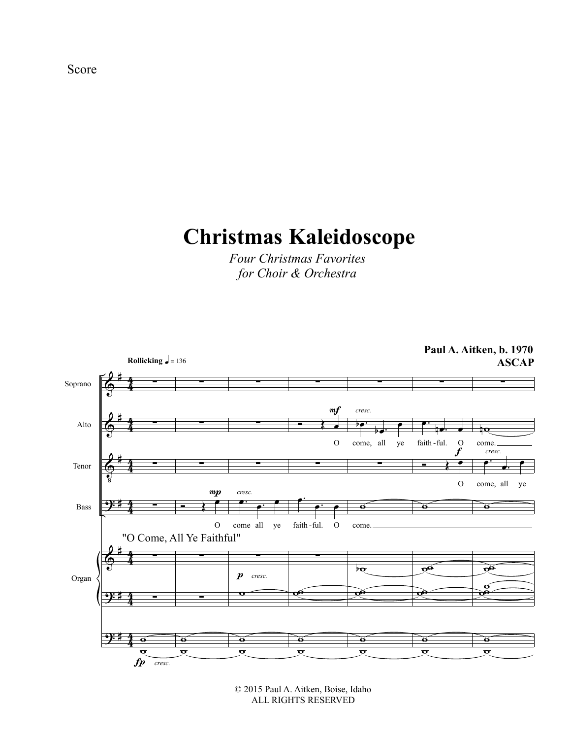Score

# Christmas Kaleidoscope

*Four Christmas Favorites*
*for Choir & Orchestra*

**Paul A. Aitken, b. 1970**
**ASCAP**

**Rollicking** ♩ = 136

Soprano

Alto

Tenor

Bass

O come all ye faith - ful. O come.

O come, all ye faith - ful. O come.

O come, all ye

"O Come, All Ye Faithful"

Organ

© 2015 Paul A. Aitken, Boise, Idaho
ALL RIGHTS RESERVED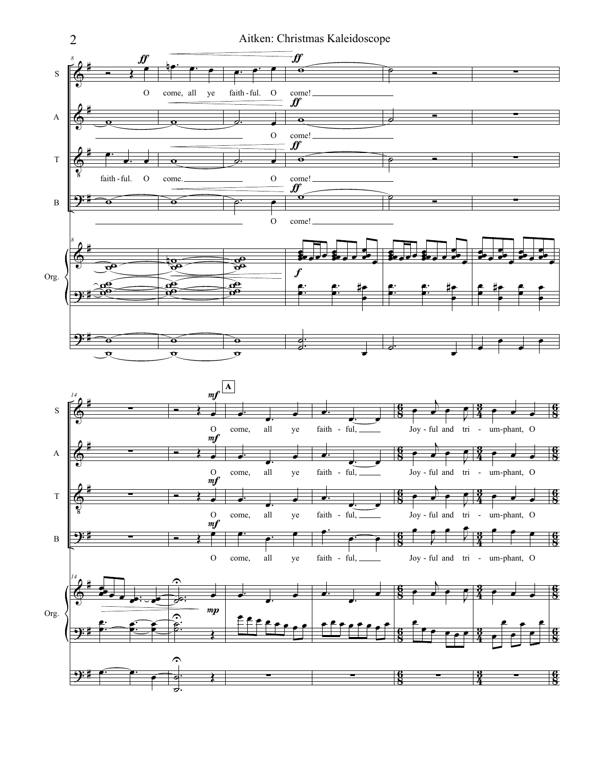S: O come, all ye faith - ful. O come!

A: O come!

T: faith - ful. O come. O come!

B: O come!

Org.

**A**

S: O come, all ye faith - ful, Joy - ful and tri - um-phant, O

A: O come, all ye faith - ful, Joy - ful and tri - um-phant, O

T: O come, all ye faith - ful, Joy - ful and tri - um-phant, O

B: O come, all ye faith - ful, Joy - ful and tri - um-phant, O

Org.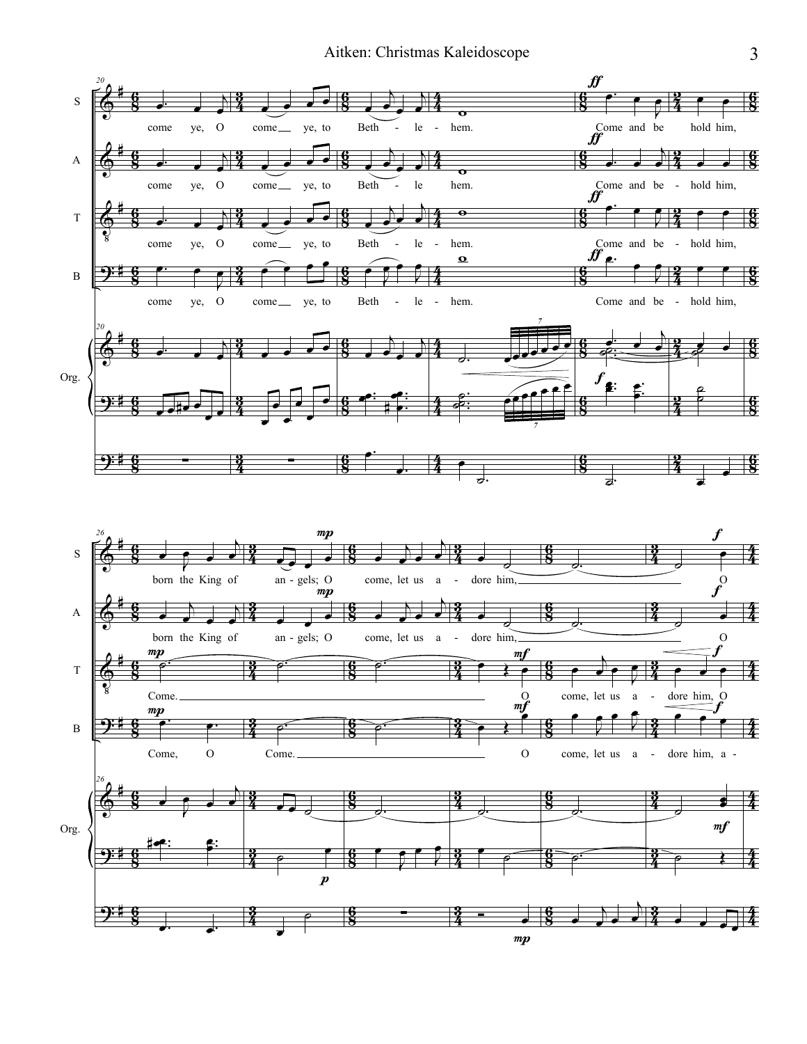S: come ye, O come ye, to Beth - le - hem. Come and be hold him, born the King of an - gels; O come, let us a - dore him, O

A: come ye, O come ye, to Beth - le hem. Come and be - hold him, born the King of an - gels; O come, let us a - dore him, O

T: come ye, O come ye, to Beth - le - hem. Come and be - hold him, Come. O come, let us a - dore him, O

B: come ye, O come ye, to Beth - le - hem. Come and be - hold him, Come, O Come. O come, let us a - dore him, a -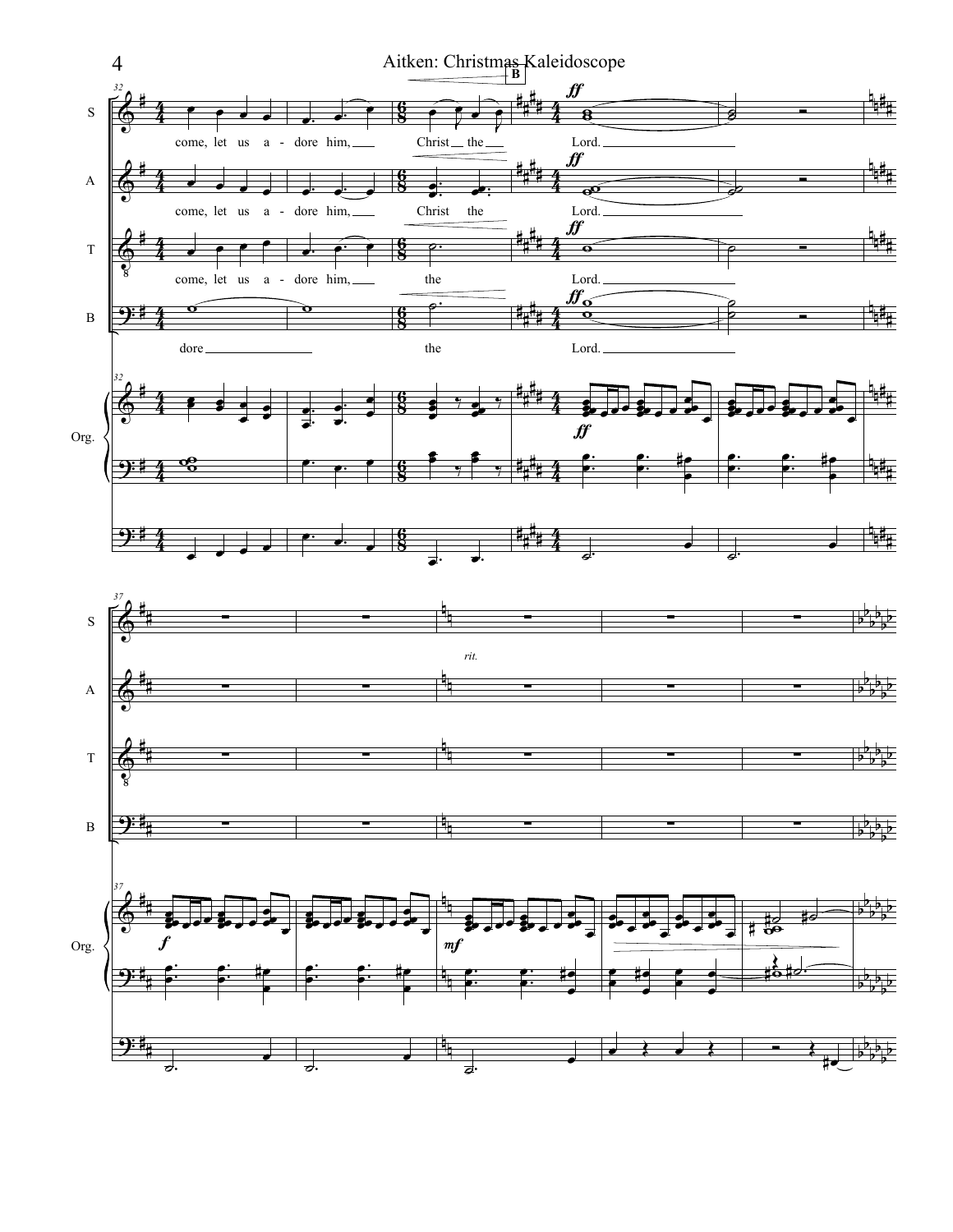S: come, let us a - dore him, Christ the Lord.

A: come, let us a - dore him, Christ the Lord.

T: come, let us a - dore him, the Lord.

B: dore the Lord.

Org.

*rit.*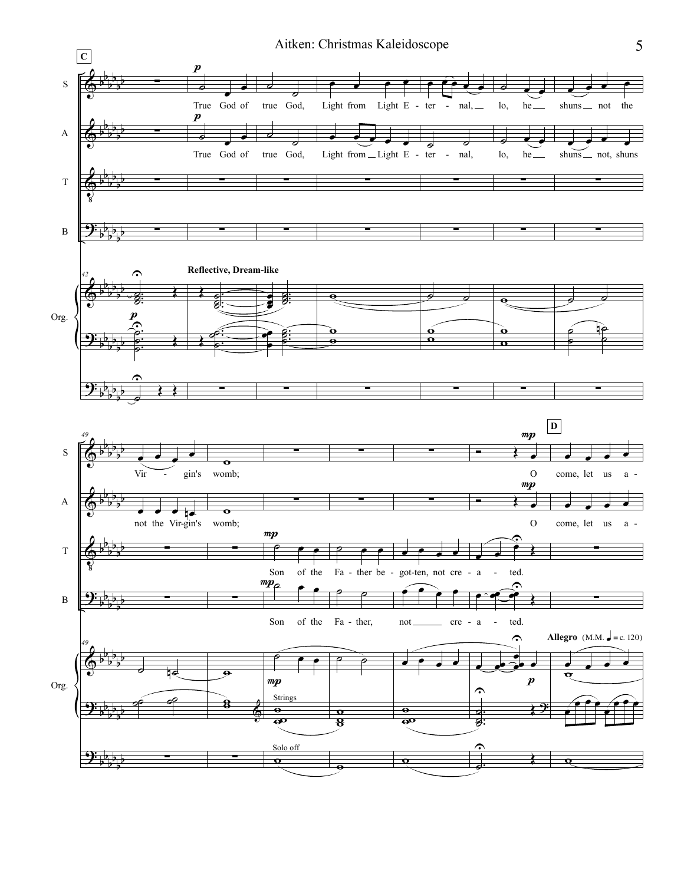**C**

S: *p* True God of true God, Light from Light E - ter - nal, lo, he shuns not the Vir - gin's womb;

A: *p* True God of true God, Light from Light E - ter - nal, lo, he shuns not, shuns not the Vir-gin's womb;

Org.: **Reflective, Dream-like**

**D**

S: *mp* O come, let us a -

A: *mp* O come, let us a -

T: *mp* Son of the Fa - ther be - got-ten, not cre - a - ted.

B: *mp* Son of the Fa - ther, not cre - a - ted.

Org.: *mp* Strings — Solo off — *p* **Allegro** (M.M. ♩ = c. 120)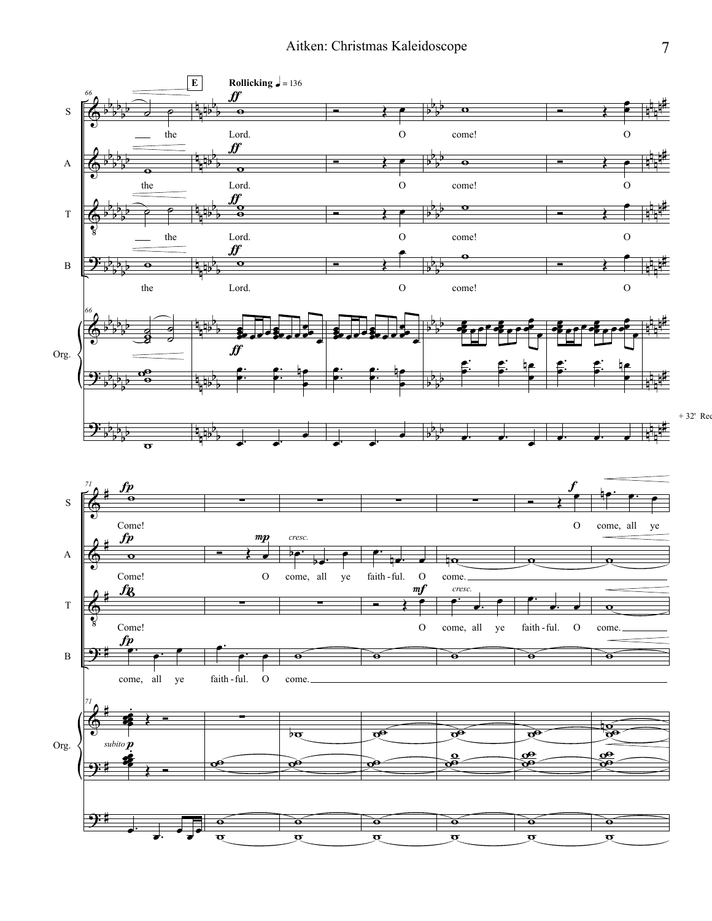**E** **Rollicking** ♩ = 136

S: the Lord. O come! O Come! O come, all ye

A: the Lord. O come! O Come! O come, all ye faith - ful. O come.

T: the Lord. O come! O Come! O come, all ye faith - ful. O come.

B: the Lord. O come! O come, all ye faith - ful. O come.

Org.

+ 32' Red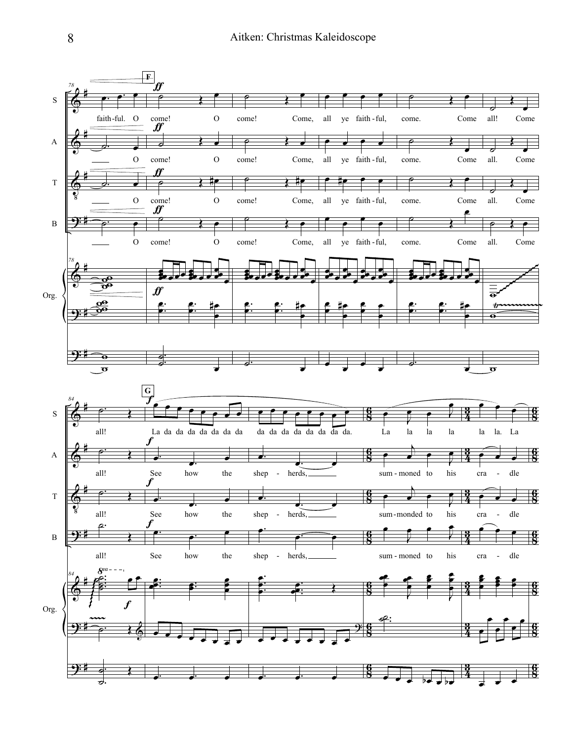**F**

S: faith - ful. O come! O come! Come, all ye faith - ful, come. Come all! Come

A: O come! O come! Come, all ye faith - ful, come. Come all. Come

T: O come! O come! Come, all ye faith - ful, come. Come all. Come

B: O come! O come! Come, all ye faith - ful, come. Come all. Come

Org.

**G**

S: all! La da da da da da da da da da da da da da da da da. La la la la la la. La

A: all! See how the shep - herds, sum - moned to his cra - dle

T: all! See how the shep - herds, sum - monded to his cra - dle

B: all! See how the shep - herds, sum - moned to his cra - dle

Org.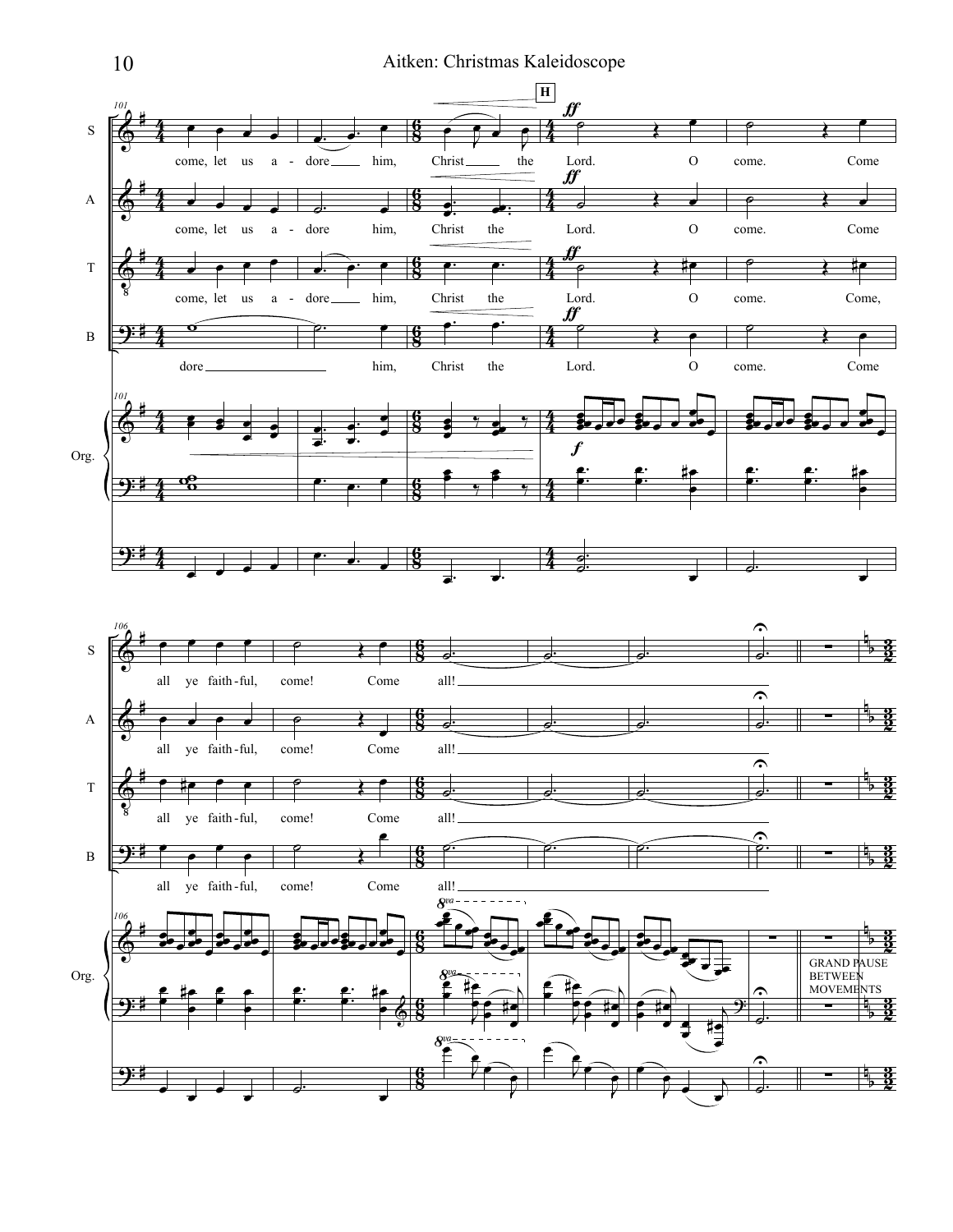H

S: come, let us a - dore him, Christ the Lord. O come. Come all ye faith-ful, come! Come all!

A: come, let us a - dore him, Christ the Lord. O come. Come all ye faith-ful, come! Come all!

T: come, let us a - dore him, Christ the Lord. O come. Come, all ye faith-ful, come! Come all!

B: dore him, Christ the Lord. O come. Come all ye faith-ful, come! Come all!

GRAND PAUSE BETWEEN MOVEMENTS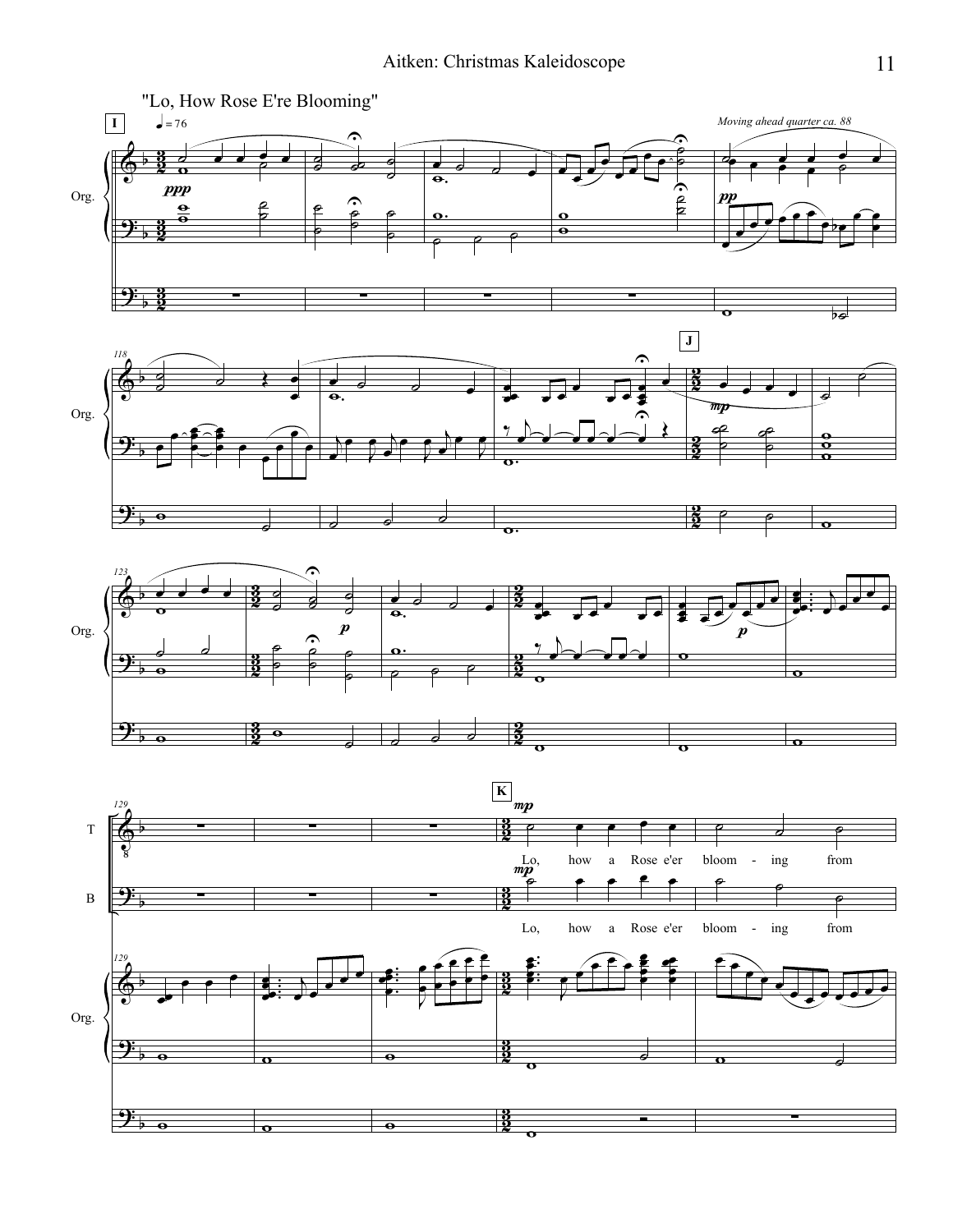"Lo, How Rose E're Blooming"

I

♩ = 76

*Moving ahead quarter ca. 88*

Org.

ppp

pp

118

J

mp

123

p

p

129

K

T

B

mp

mp

Lo, how a Rose e'er bloom - ing from

Lo, how a Rose e'er bloom - ing from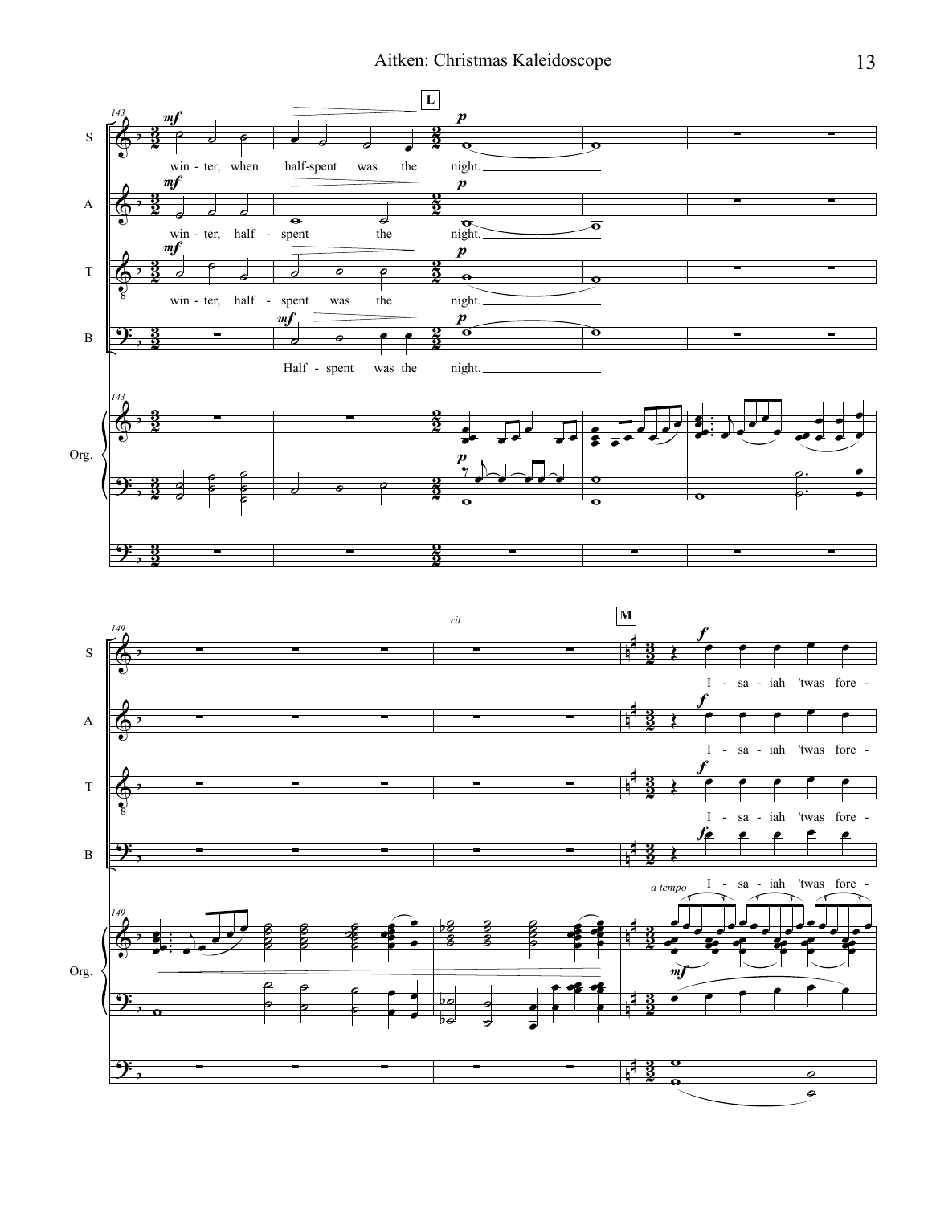143

**L**

S: win - ter, when half-spent was the night.

A: win - ter, half - spent the night.

T: win - ter, half - spent was the night.

B: Half - spent was the night.

Org.

149

*rit.*

**M**

*a tempo*

S: I - sa - iah 'twas fore -

A: I - sa - iah 'twas fore -

T: I - sa - iah 'twas fore -

B: I - sa - iah 'twas fore -

Org.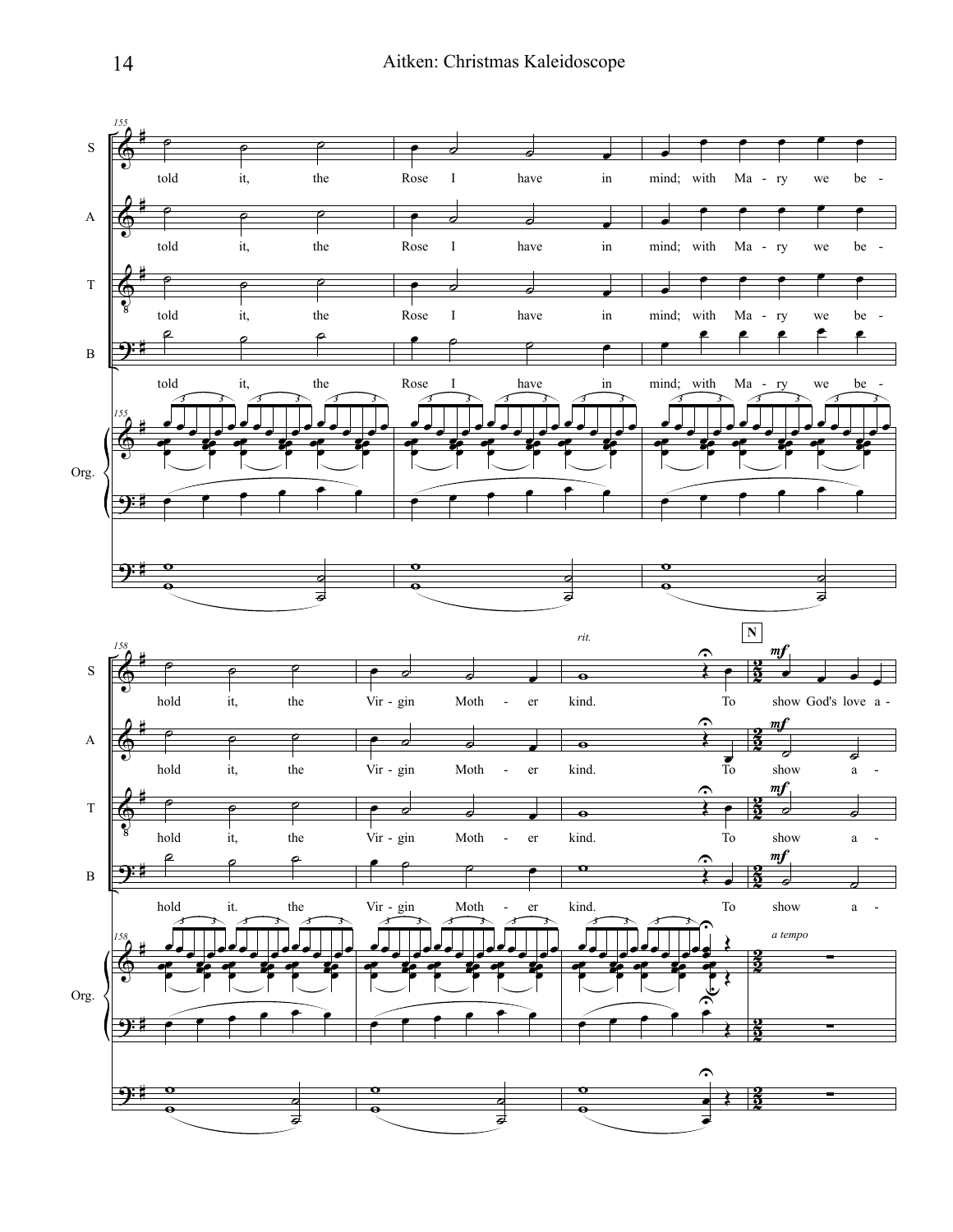S, A, T, B, Org.

told it, the Rose I have in mind; with Ma - ry we be - hold it, the Vir - gin Moth - er kind. To show God's love a -

*rit.*

**N**

*mf*

*a tempo*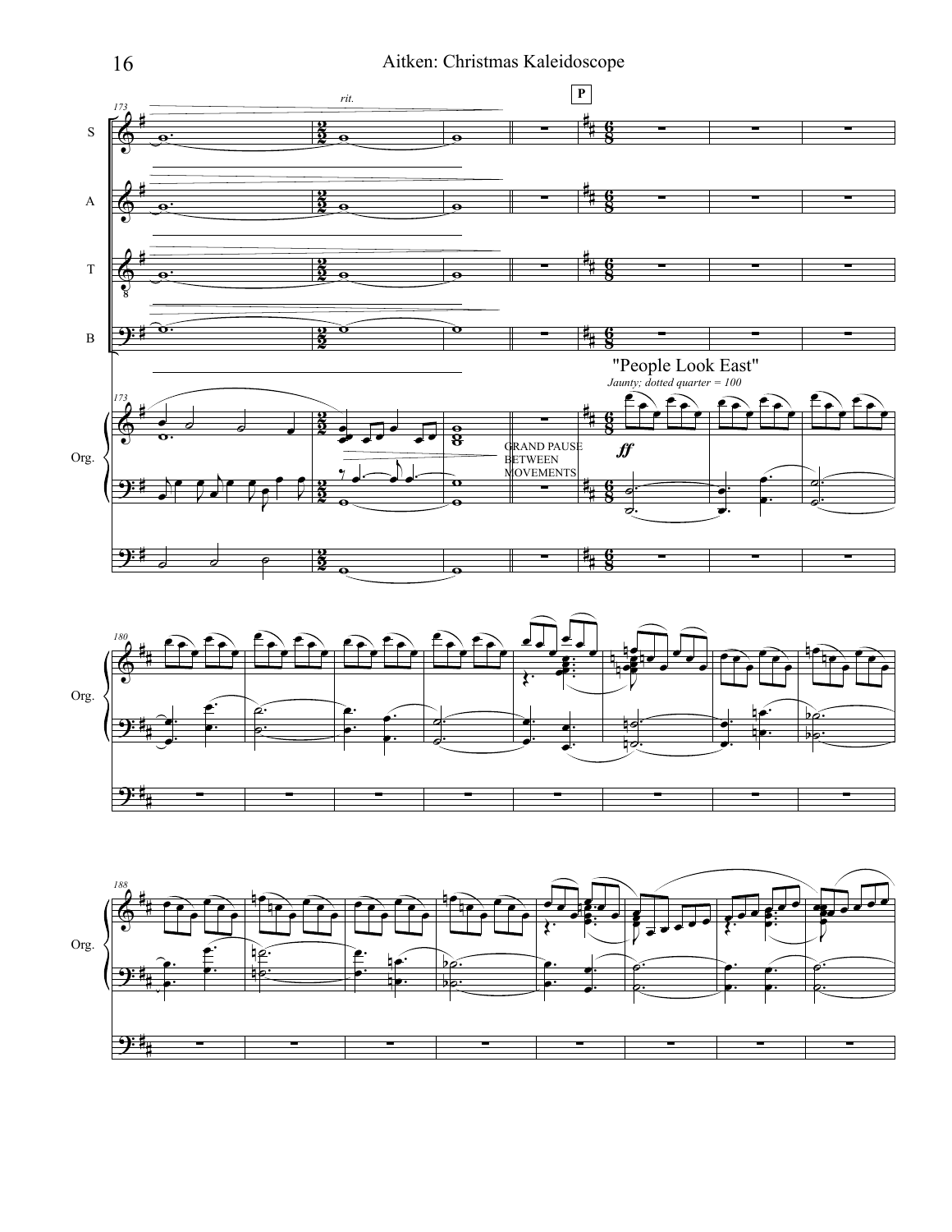"People Look East"

*Jaunty; dotted quarter = 100*

GRAND PAUSE BETWEEN MOVEMENTS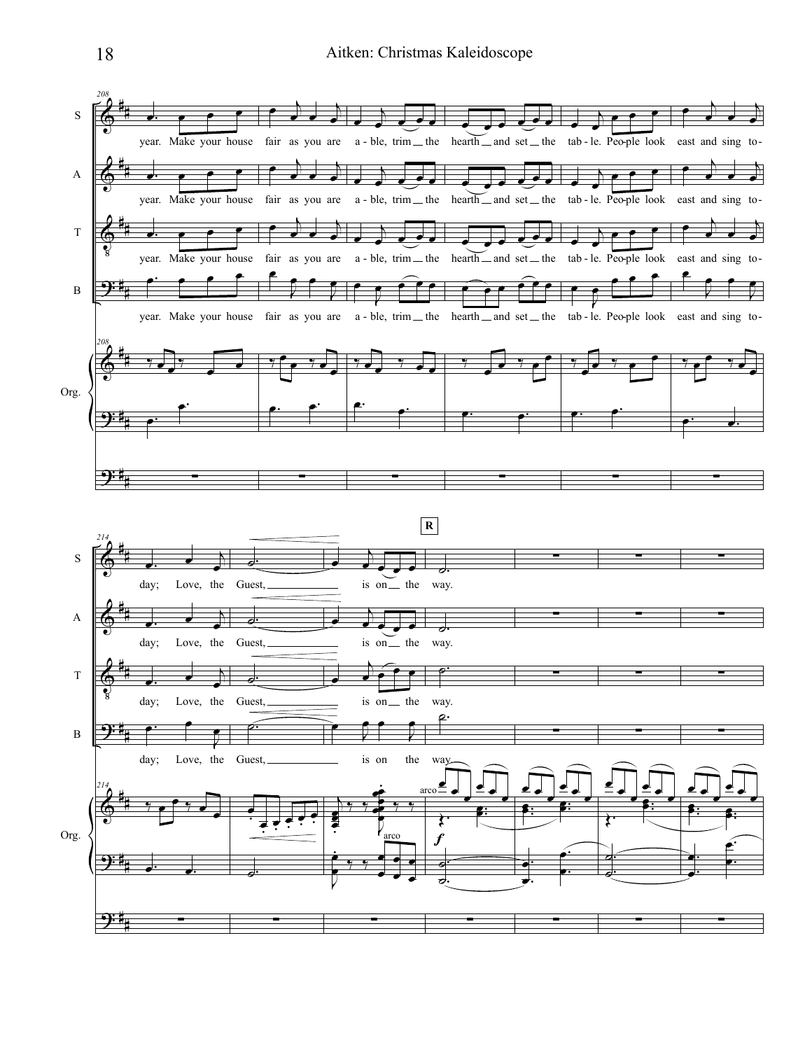year. Make your house fair as you are a - ble, trim the hearth and set the tab - le. Peo-ple look east and sing to-

day; Love, the Guest, is on the way.

**R**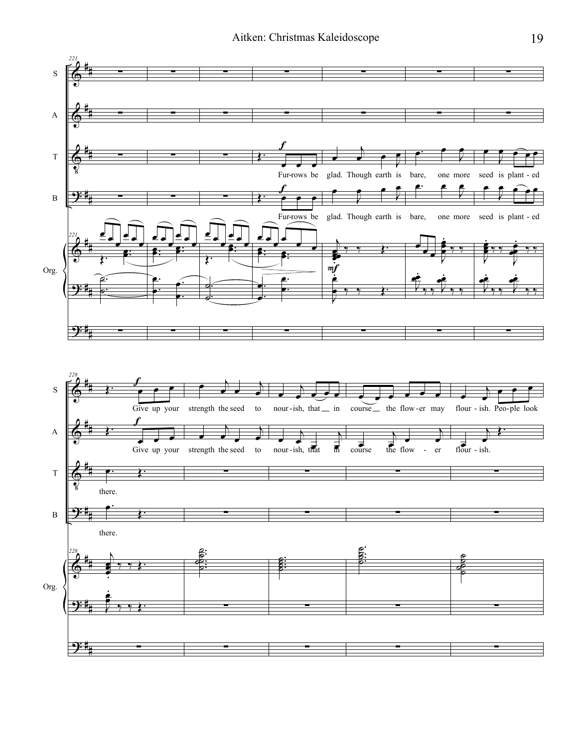Furrows be glad. Though earth is bare, one more seed is planted there.

Give up your strength the seed to nourish, that in course the flower may flourish. People look

Give up your strength the seed to nourish, that in course the flower flourish.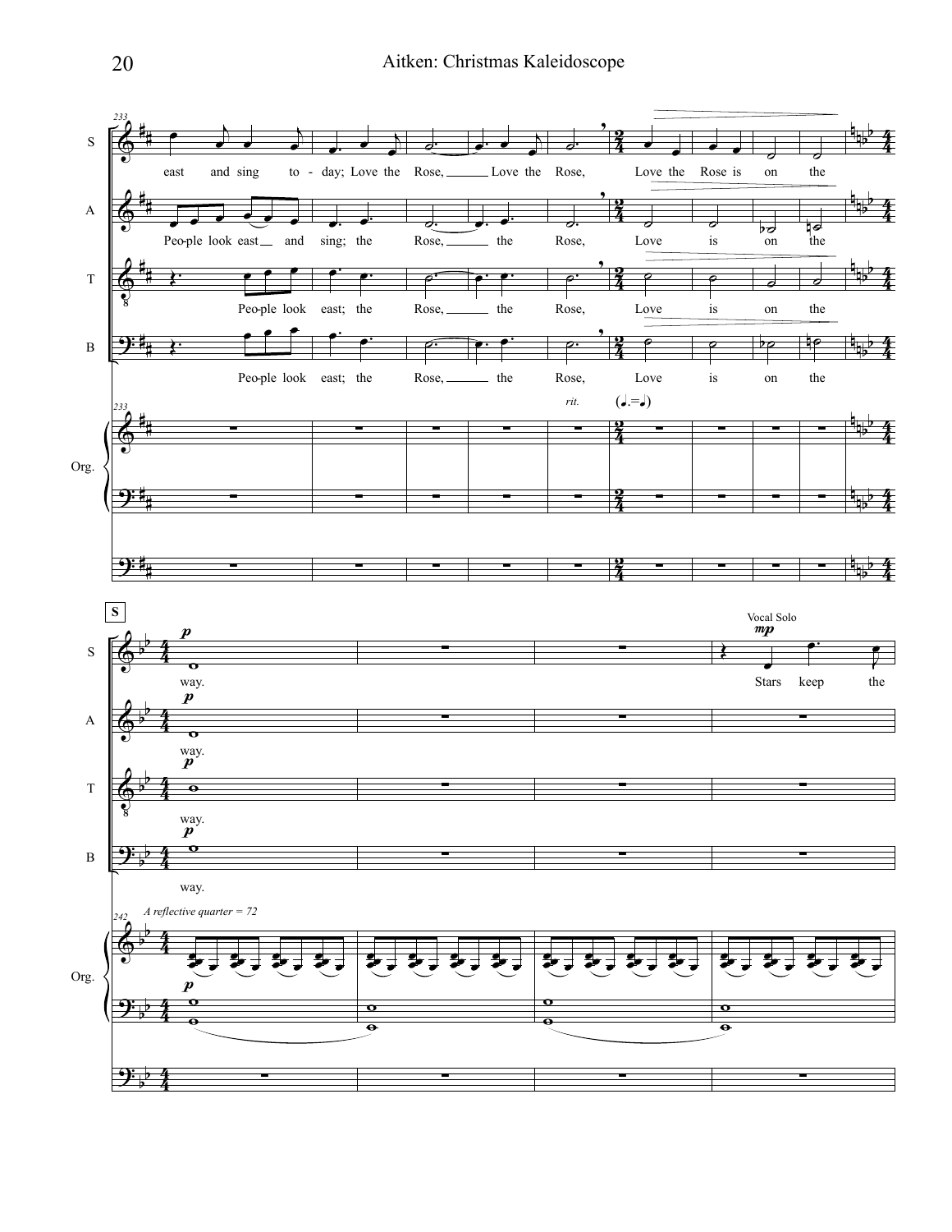**233**

S: east and sing to - day; Love the Rose, Love the Rose, Love the Rose is on the

A: Peo-ple look east and sing; the Rose, the Rose, Love is on the

T: Peo-ple look east; the Rose, the Rose, Love is on the

B: Peo-ple look east; the Rose, the Rose, Love is on the

*rit.* (♩.=♩)

Org.

**S**

S: *p* way. — Vocal Solo *mp* Stars keep the

A: *p* way.

T: *p* way.

B: *p* way.

**242** *A reflective quarter = 72*

Org. *p*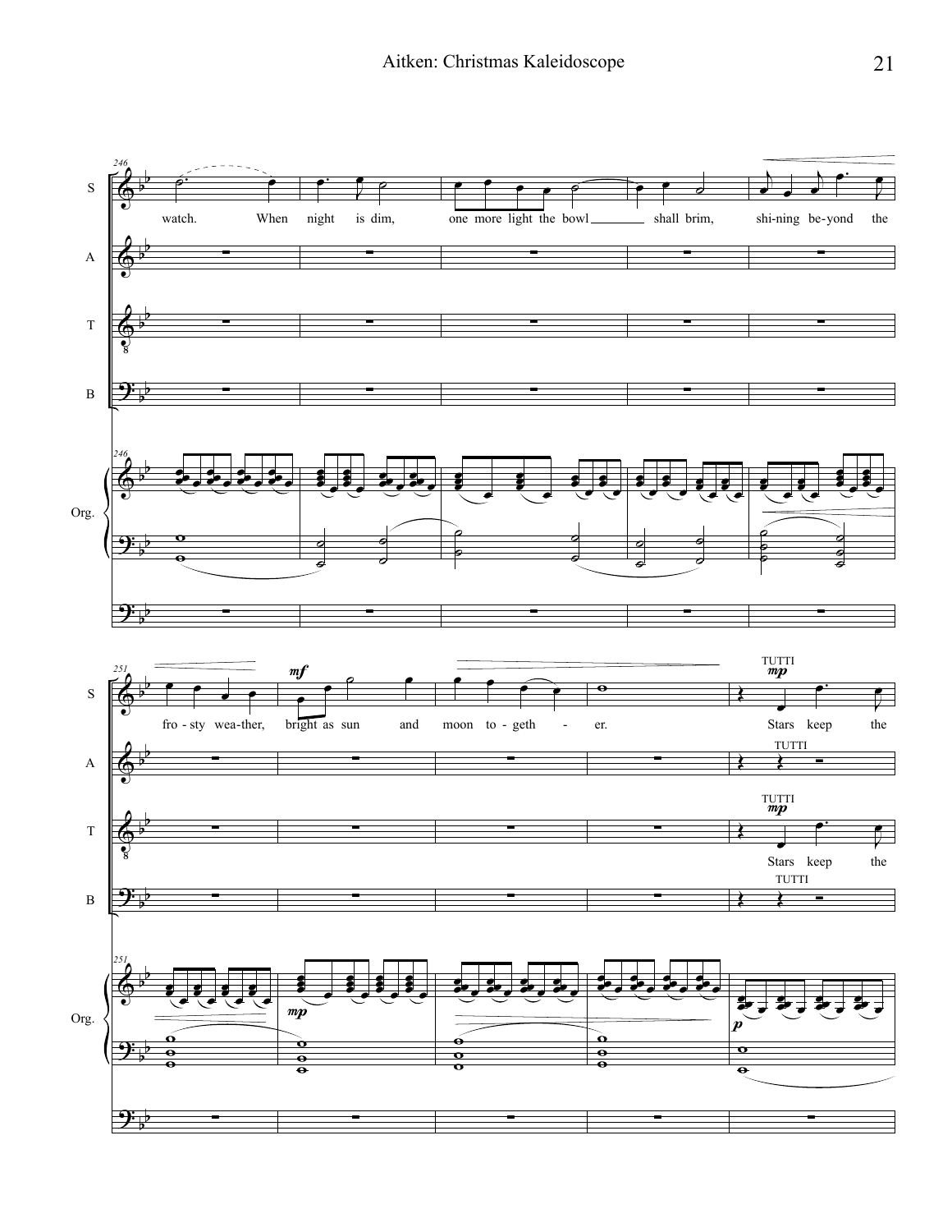watch. When night is dim, one more light the bowl shall brim, shi-ning be-yond the

fro-sty wea-ther, bright as sun and moon to-geth - er.

Stars keep the

Stars keep the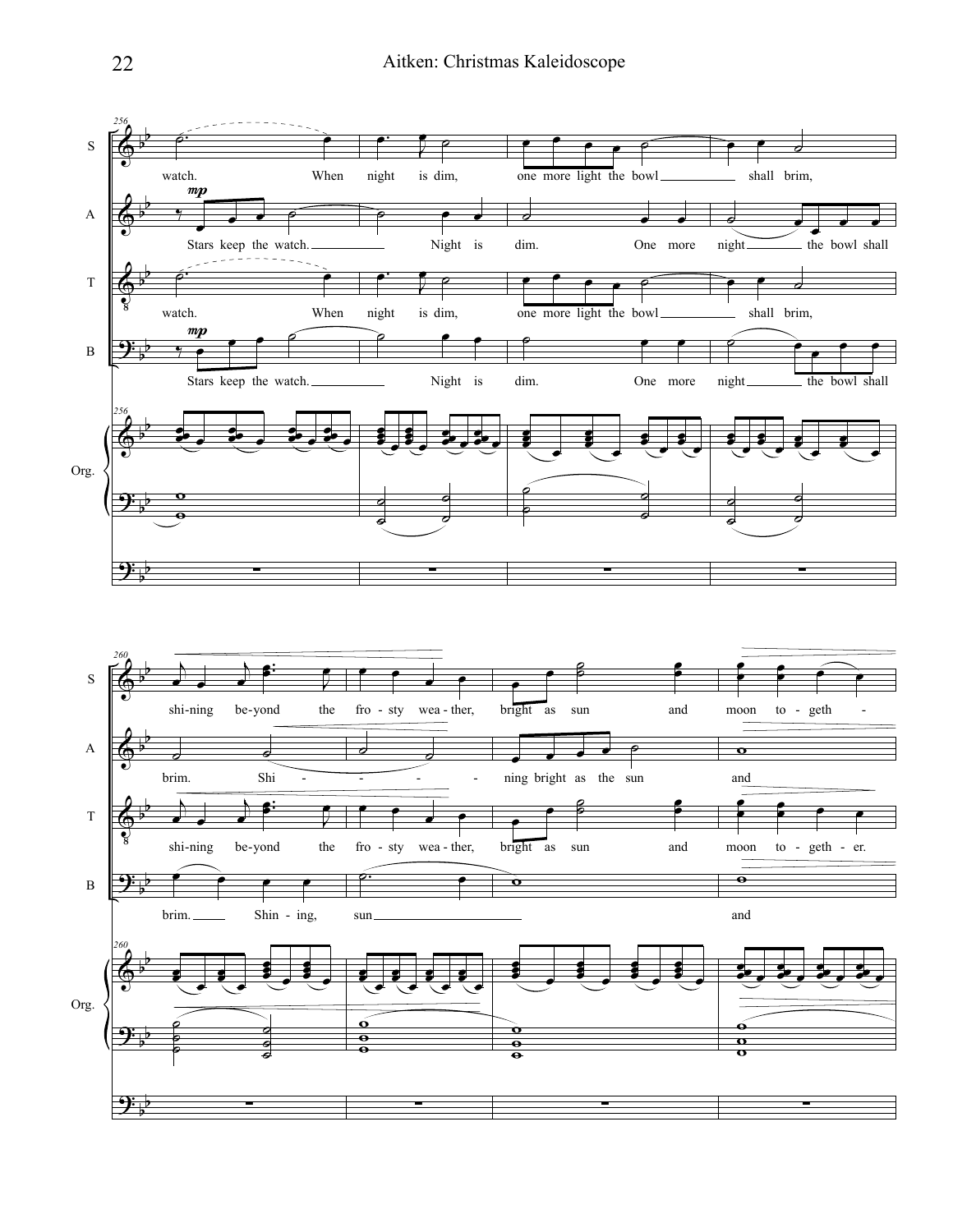256

S: watch. When night is dim, one more light the bowl shall brim,

A: *mp* Stars keep the watch. Night is dim. One more night the bowl shall

T: watch. When night is dim, one more light the bowl shall brim,

B: *mp* Stars keep the watch. Night is dim. One more night the bowl shall

Org.

260

S: shi-ning be-yond the fro - sty wea - ther, bright as sun and moon to - geth -

A: brim. Shi - - - - - ning bright as the sun and

T: shi-ning be-yond the fro - sty wea - ther, bright as sun and moon to - geth - er.

B: brim. Shin - ing, sun and

Org.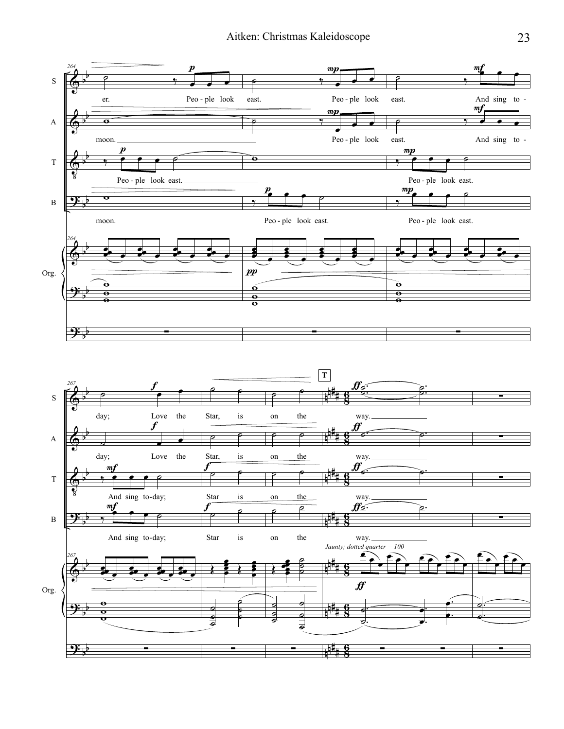**S:** er. Peo - ple look east. Peo - ple look east. And sing to - day; Love the Star, is on the way.

**A:** moon. Peo - ple look east. And sing to - day; Love the Star, is on the way.

**T:** Peo - ple look east. Peo - ple look east. And sing to - day; Star is on the way.

**B:** moon. Peo - ple look east. Peo - ple look east. And sing to - day; Star is on the way.

**T**

*Jaunty; dotted quarter = 100*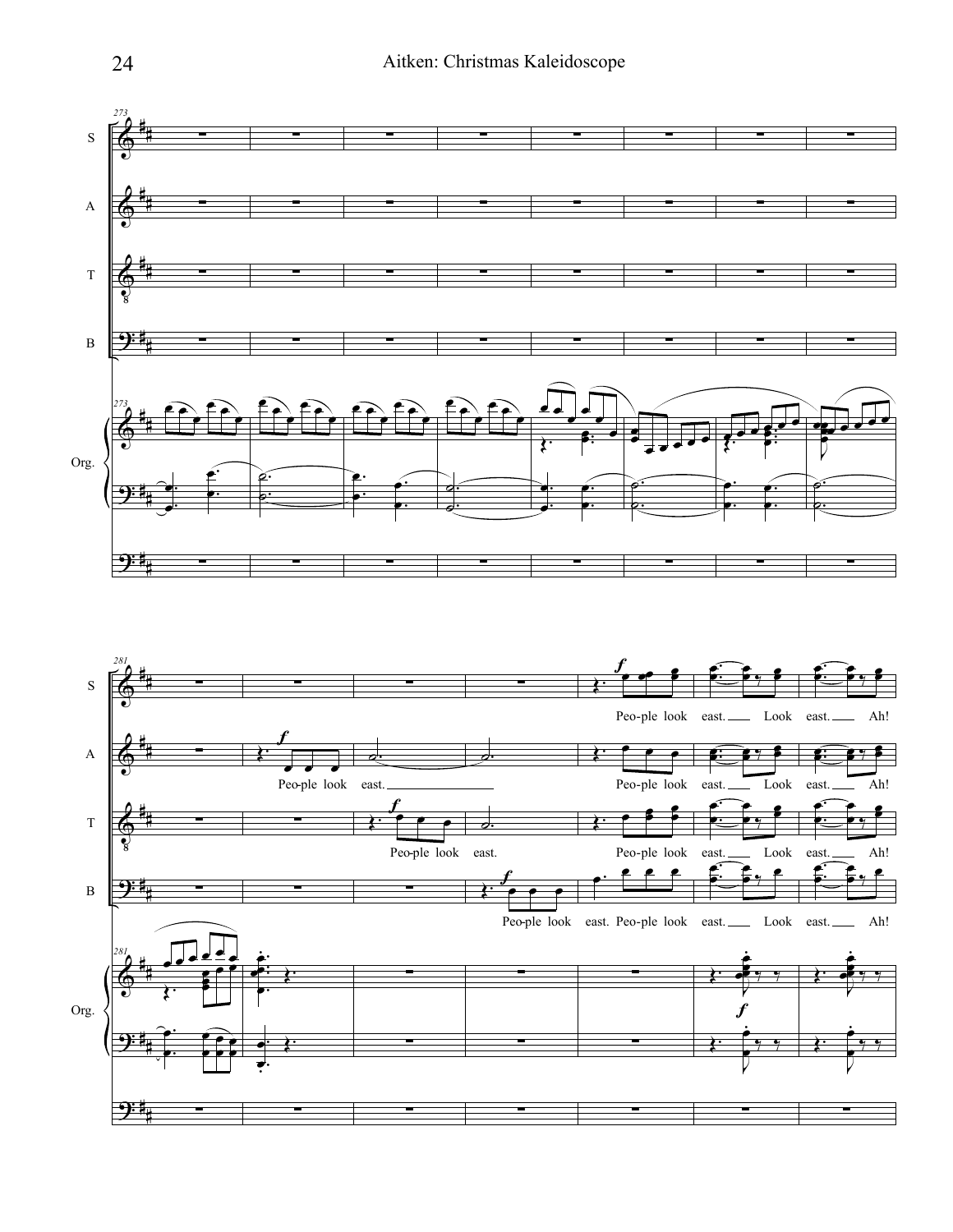S
A
T
B
Org.

Peo-ple look east. Look east. Ah!

Peo-ple look east.

Peo-ple look east. Look east. Ah!

Peo-ple look east.

Peo-ple look east. Look east. Ah!

Peo-ple look east. Peo-ple look east. Look east. Ah!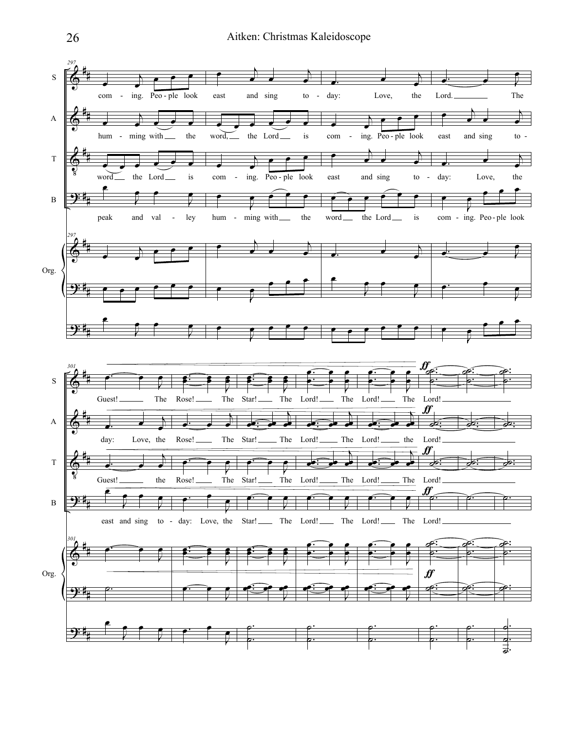297

S: com - ing. Peo - ple look east and sing to - day: Love, the Lord. The

A: hum - ming with the word, the Lord is com - ing. Peo - ple look east and sing to -

T: word the Lord is com - ing. Peo - ple look east and sing to - day: Love, the

B: peak and val - ley hum - ming with the word the Lord is com - ing. Peo - ple look

Org.

301

S: Guest! The Rose! The Star! The Lord! The Lord! The *ff* Lord!

A: day: Love, the Rose! The Star! The Lord! The Lord! the *ff* Lord!

T: Guest! the Rose! The Star! The Lord! The Lord! The *ff* Lord!

B: east and sing to - day: Love, the Star! The Lord! The Lord! The *ff* Lord!

Org. *ff*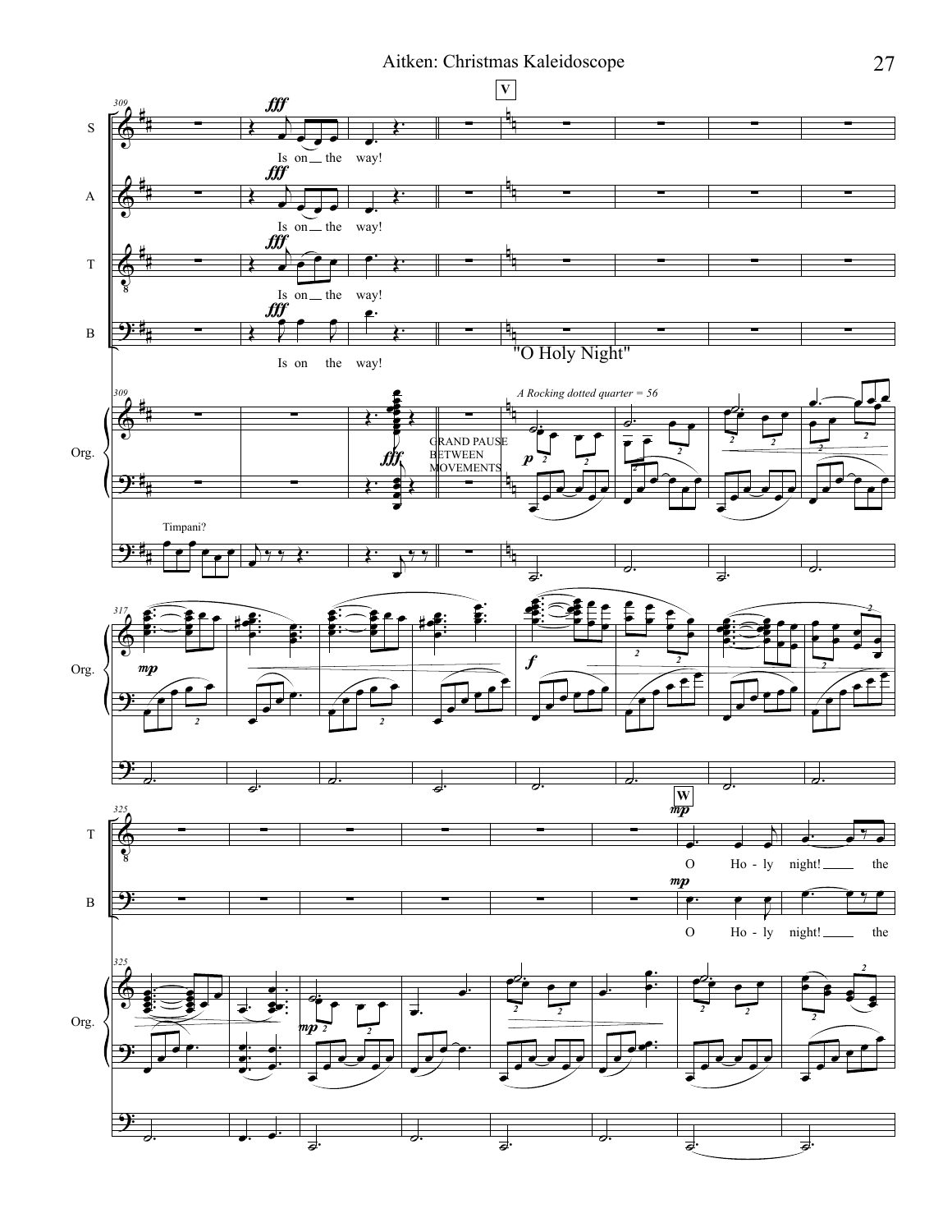"O Holy Night"

*A Rocking dotted quarter = 56*

GRAND PAUSE BETWEEN MOVEMENTS

Timpani?

Is on the way!

Is on the way!

Is on the way!

Is on the way!

O Ho - ly night! the

O Ho - ly night! the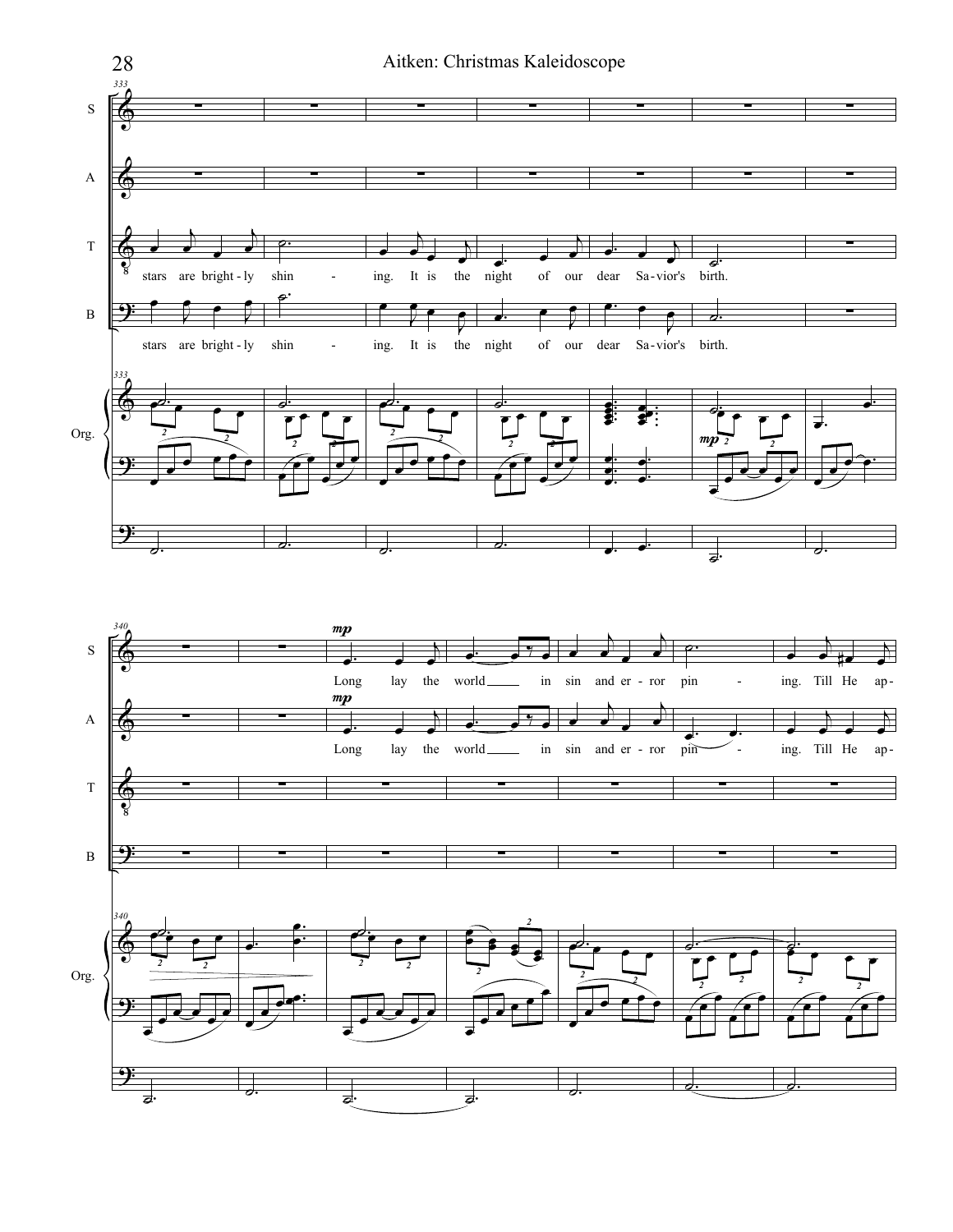stars are bright-ly shin - ing. It is the night of our dear Sa-vior's birth.

stars are bright-ly shin - ing. It is the night of our dear Sa-vior's birth.

*mp*

Long lay the world in sin and er-ror pin - ing. Till He ap-

*mp*

Long lay the world in sin and er-ror pin - ing. Till He ap-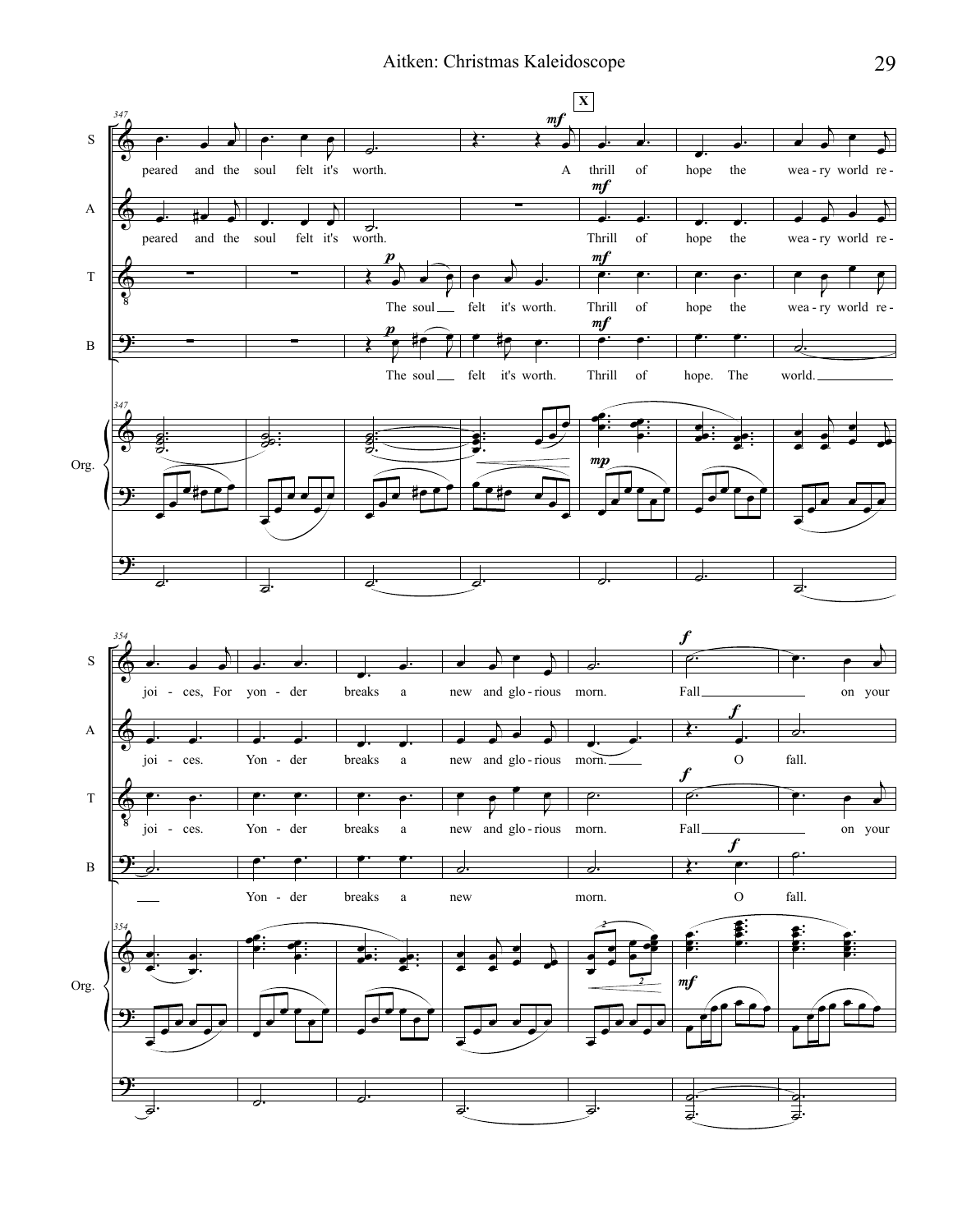**S:** peared and the soul felt it's worth. A thrill of hope the wea - ry world re - joi - ces, For yon - der breaks a new and glo - rious morn. Fall on your

**A:** peared and the soul felt it's worth. Thrill of hope the wea - ry world re - joi - ces. Yon - der breaks a new and glo - rious morn. O fall.

**T:** The soul felt it's worth. Thrill of hope the wea - ry world re - joi - ces. Yon - der breaks a new and glo - rious morn. Fall on your

**B:** The soul felt it's worth. Thrill of hope. The world. Yon - der breaks a new morn. O fall.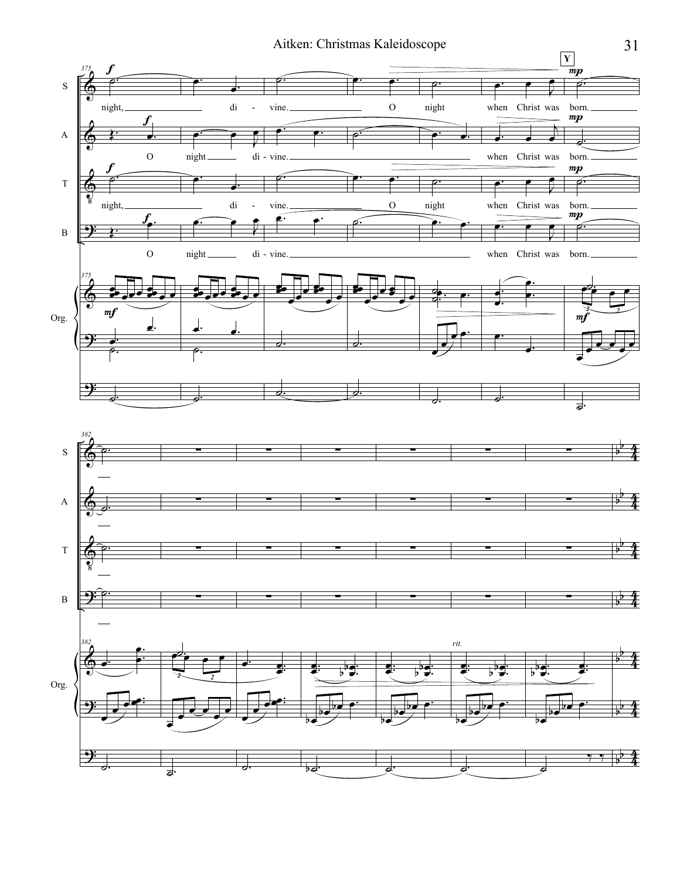S: night, di - vine. O night when Christ was born.

A: O night di - vine. when Christ was born.

T: night, di - vine. O night when Christ was born.

B: O night di - vine. when Christ was born.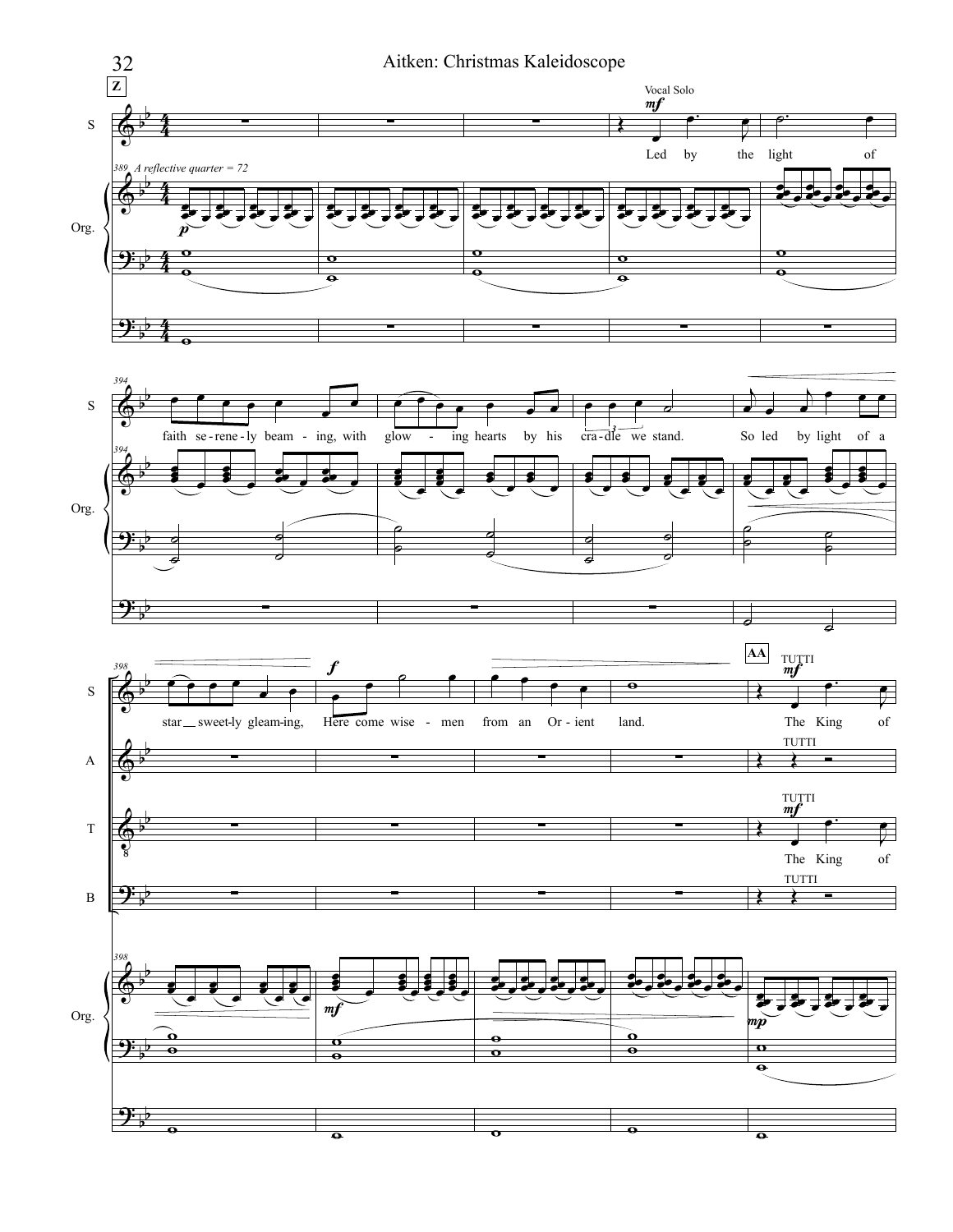**Z**

Vocal Solo *mf*

389 *A reflective quarter = 72*

S: Led by the light of faith se-rene-ly beam-ing, with glow - ing hearts by his cra-dle we stand. So led by light of a star sweet-ly gleam-ing, Here come wise - men from an Or-ient land.

**AA**

TUTTI *mf*

S: The King of

A: TUTTI

T: TUTTI *mf* The King of

B: TUTTI

Org.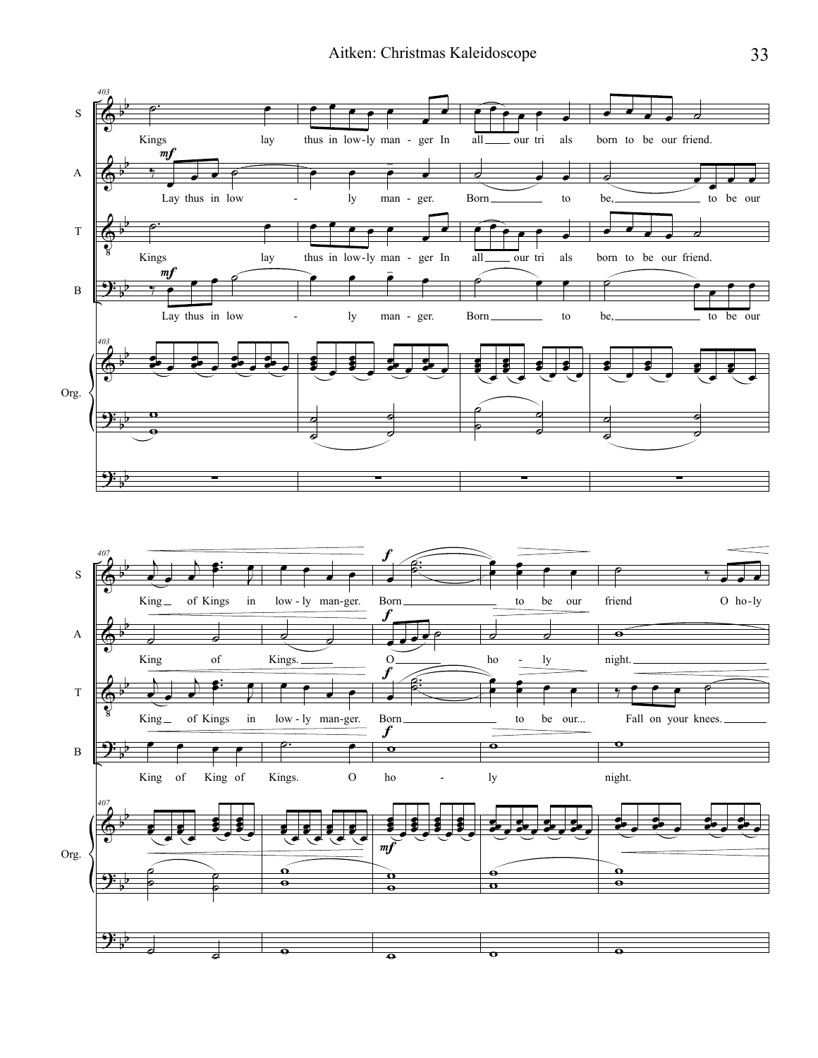S: Kings lay thus in low-ly man-ger In all our tri als born to be our friend.

A: Lay thus in low - ly man-ger. Born to be, to be our

T: Kings lay thus in low-ly man-ger In all our tri als born to be our friend.

B: Lay thus in low - ly man-ger. Born to be, to be our

S: King of Kings in low-ly man-ger. Born to be our friend O ho-ly

A: King of Kings. O ho - ly night.

T: King of Kings in low-ly man-ger. Born to be our... Fall on your knees.

B: King of King of Kings. O ho - ly night.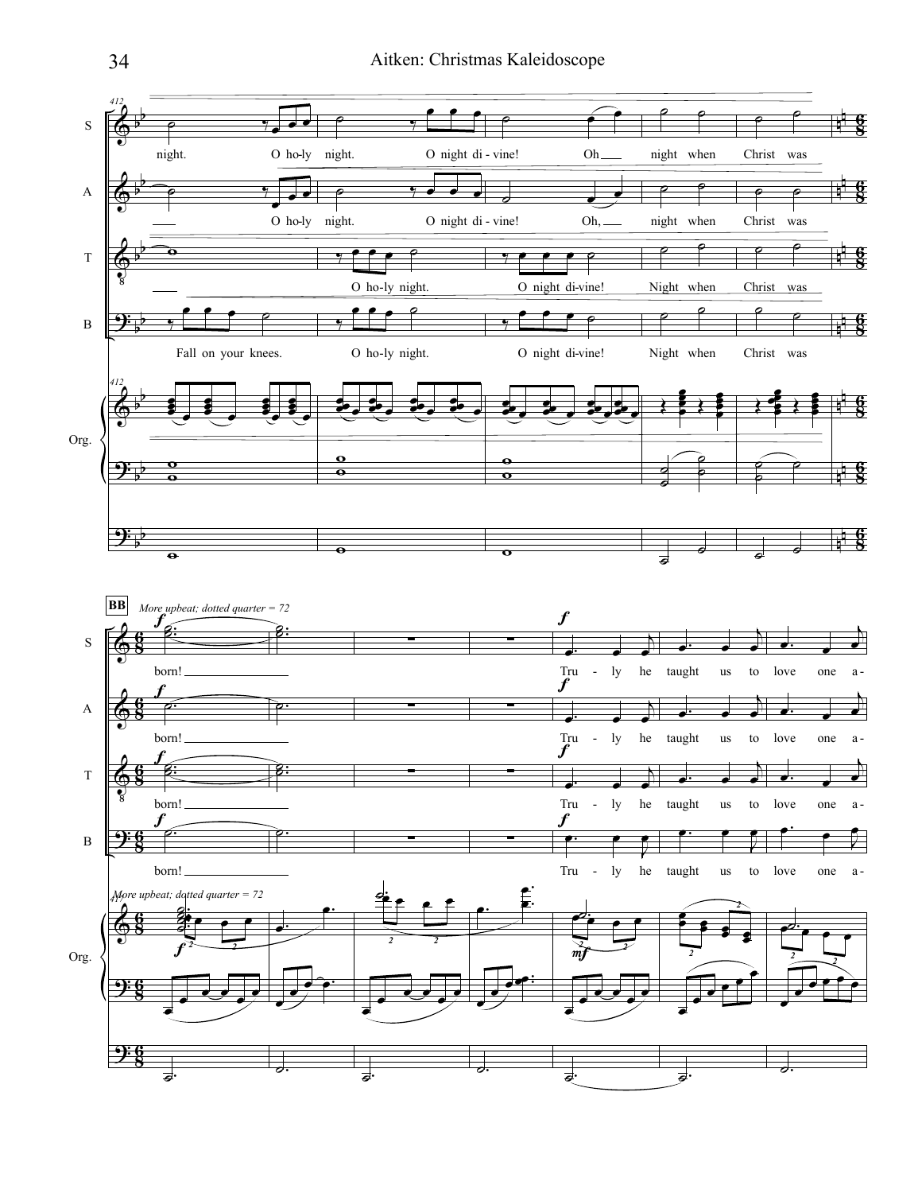**BB** *More upbeat; dotted quarter = 72*

S: night. O ho-ly night. O night di - vine! Oh night when Christ was born! Tru - ly he taught us to love one a-

A: O ho-ly night. O night di - vine! Oh, night when Christ was born! Tru - ly he taught us to love one a-

T: O ho-ly night. O night di-vine! Night when Christ was born! Tru - ly he taught us to love one a-

B: Fall on your knees. O ho-ly night. O night di-vine! Night when Christ was born! Tru - ly he taught us to love one a-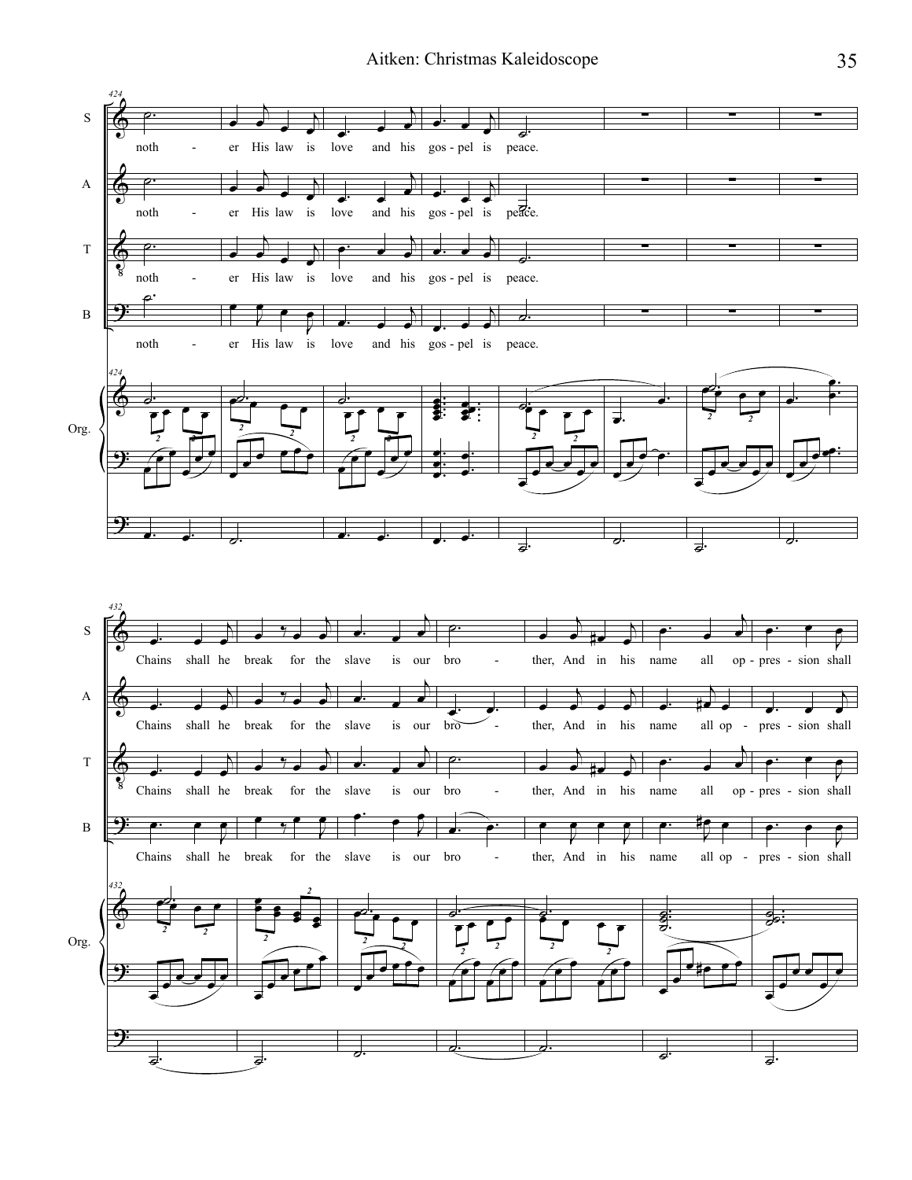noth - er His law is love and his gos - pel is peace.

Chains shall he break for the slave is our bro - ther, And in his name all op - pres - sion shall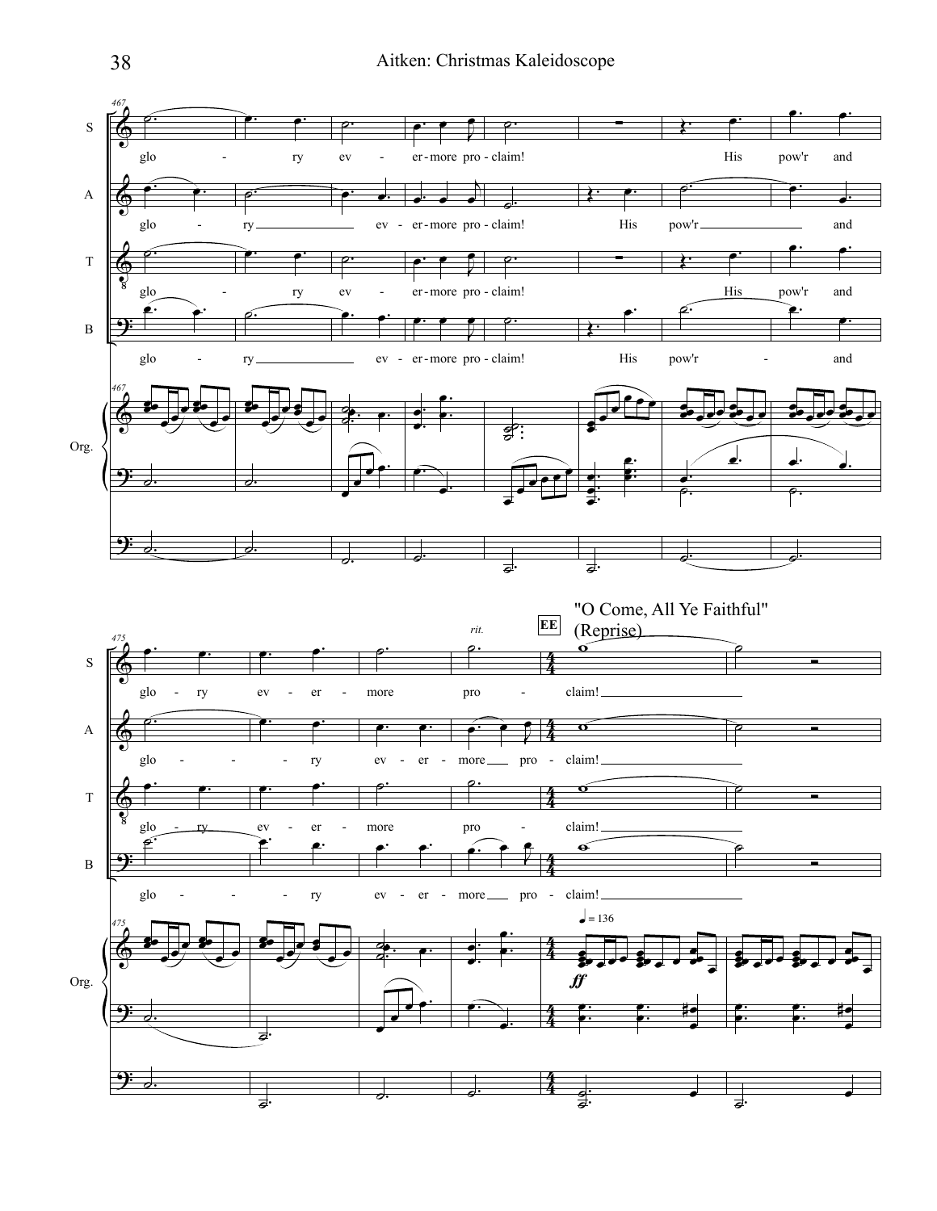**EE** "O Come, All Ye Faithful" (Reprise)

*rit.*

♩ = 136

*ff*

S: glo - ry ev - er-more pro - claim! His pow'r and glo - ry ev - er - more pro - claim!

A: glo - ry ev - er-more pro - claim! His pow'r and glo - ry ev - er - more pro - claim!

T: glo - ry ev - er-more pro - claim! His pow'r and glo - ry ev - er - more pro - claim!

B: glo - ry ev - er-more pro - claim! His pow'r and glo - ry ev - er - more pro - claim!

Org.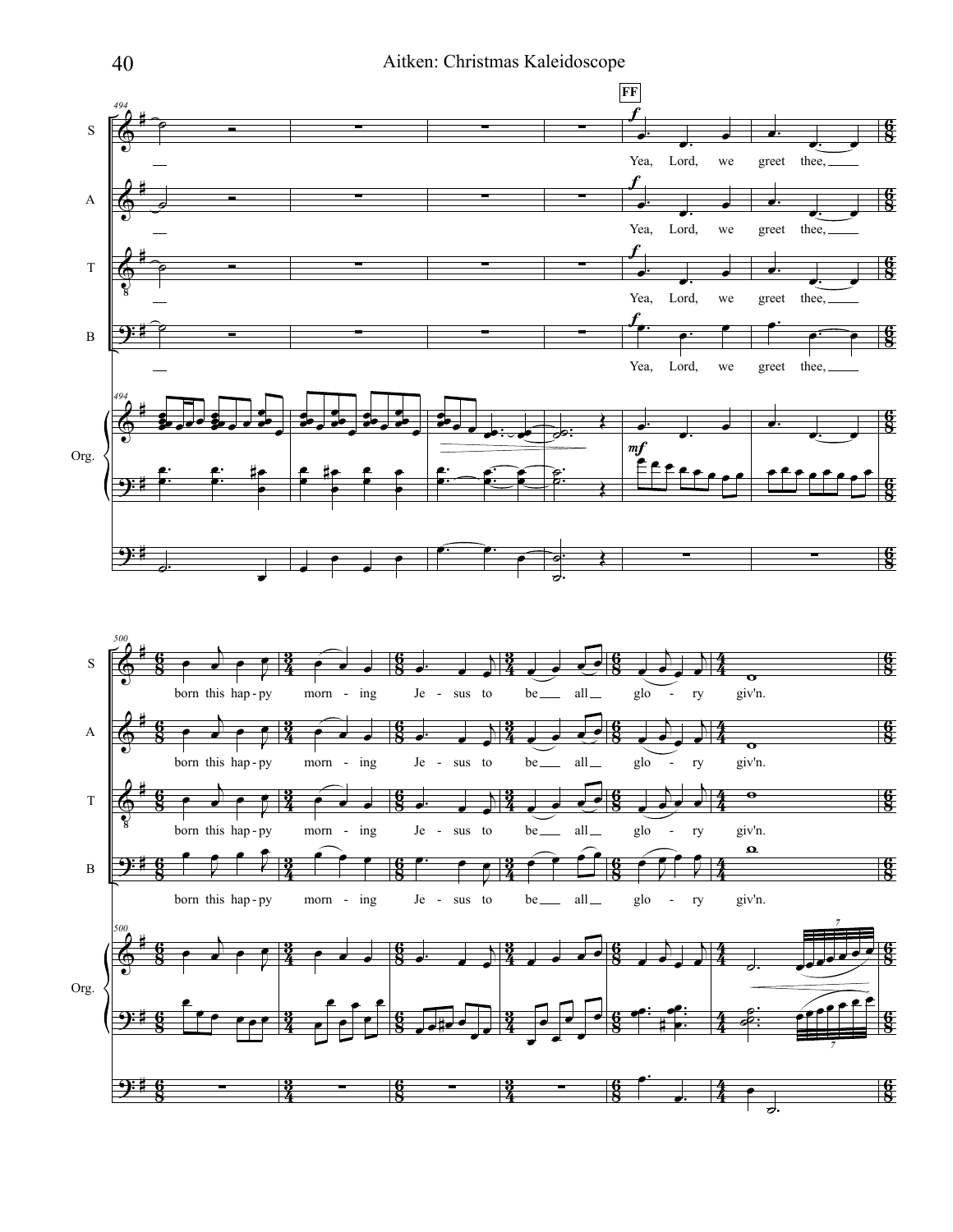**FF**

Yea, Lord, we greet thee, born this hap-py morn - ing Je - sus to be all glo - ry giv'n.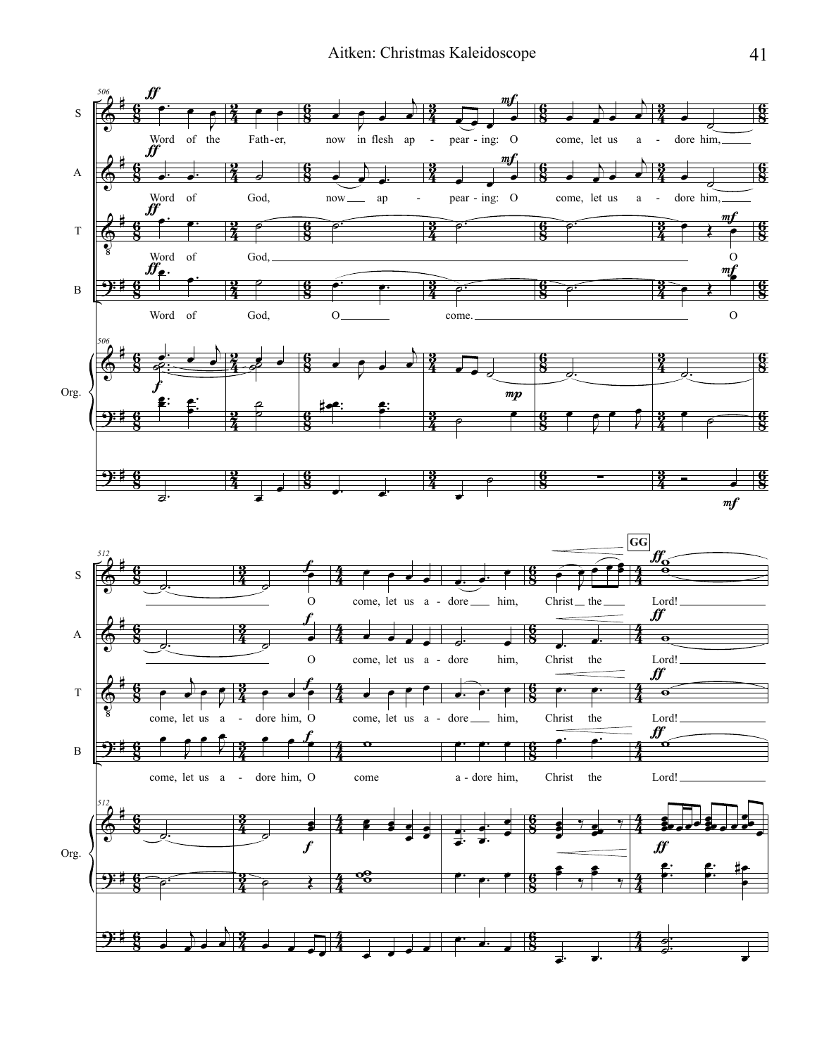S: Word of the Father, now in flesh appearing: O come, let us adore him, O come, let us adore him, Christ the Lord!

A: Word of God, now appearing: O come, let us adore him, O come, let us adore him, Christ the Lord!

T: Word of God, O come, let us adore him, O come, let us adore him, Christ the Lord!

B: Word of God, O come. O come, let us adore him, O come adore him, Christ the Lord!

**GG**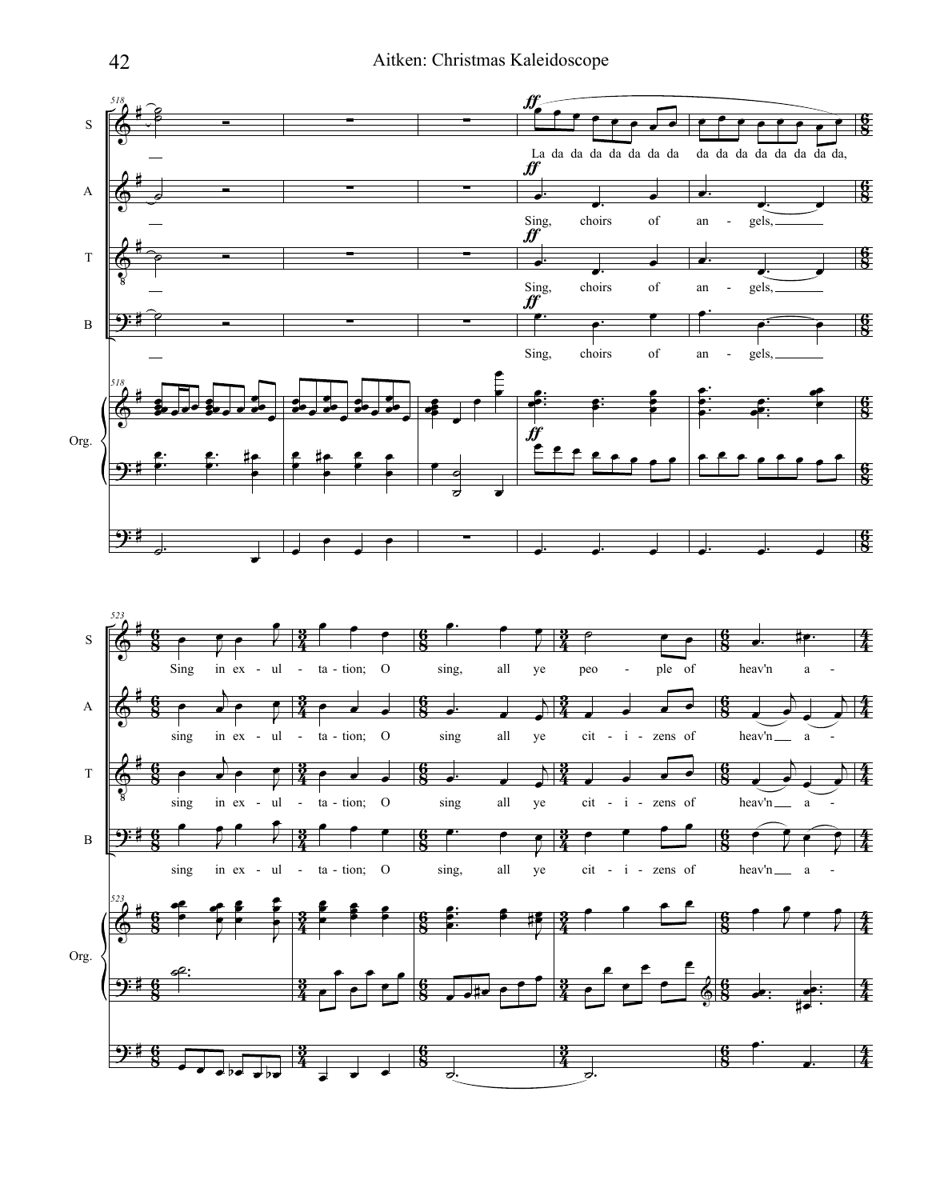S: La da da da da da da da da da da da da da da da,

A: Sing, choirs of an - gels,

T: Sing, choirs of an - gels,

B: Sing, choirs of an - gels,

S: Sing in ex - ul - ta - tion; O sing, all ye peo - ple of heav'n a -

A: sing in ex - ul - ta - tion; O sing all ye cit - i - zens of heav'n a -

T: sing in ex - ul - ta - tion; O sing all ye cit - i - zens of heav'n a -

B: sing in ex - ul - ta - tion; O sing, all ye cit - i - zens of heav'n a -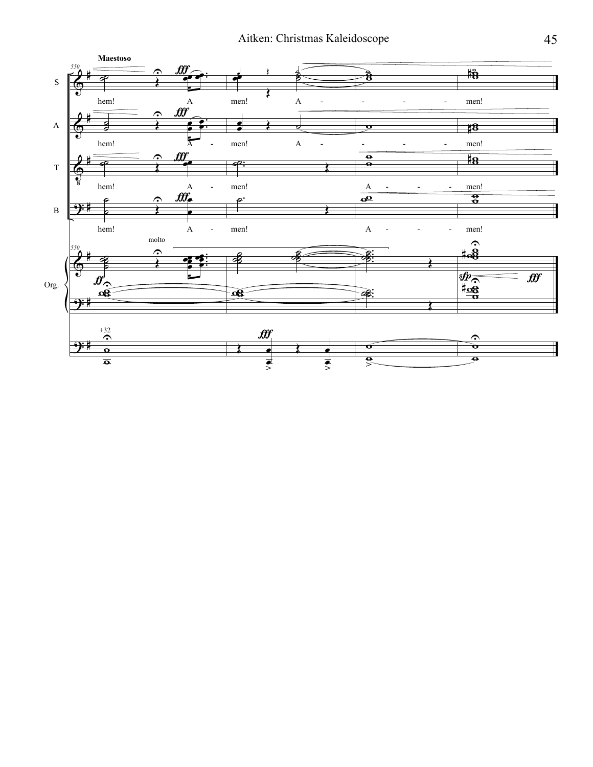Maestoso

S: hem! A men! A - - - - men!

A: hem! A - men! A - - - - men!

T: hem! A - men! A - - - men!

B: hem! A - men! A - - - men!

Org.